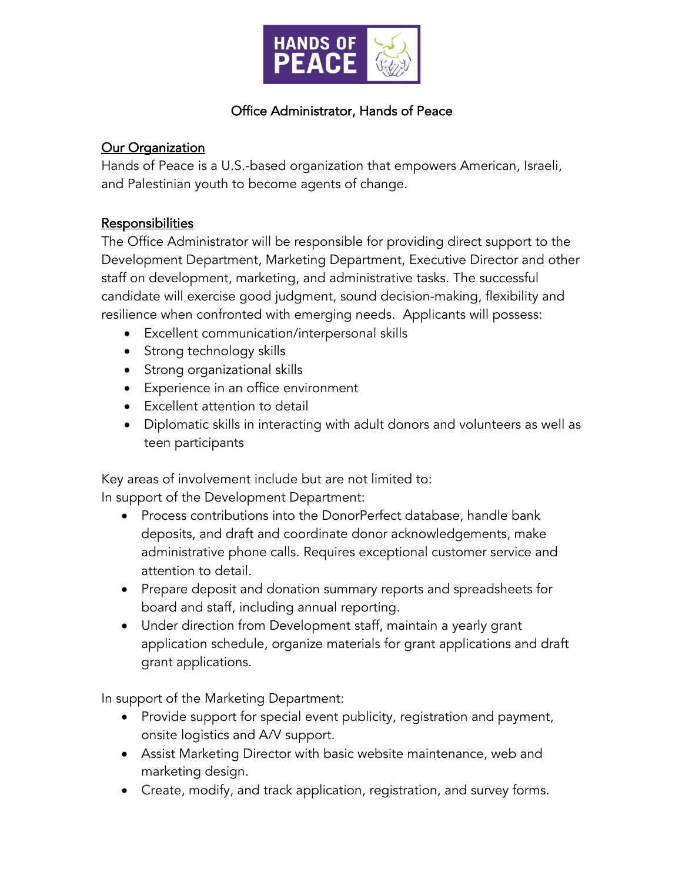# Office Administrator, Hands of Peace

## Our Organization

Hands of Peace is a U.S.-based organization that empowers American, Israeli, and Palestinian youth to become agents of change.

## Responsibilities

The Office Administrator will be responsible for providing direct support to the Development Department, Marketing Department, Executive Director and other staff on development, marketing, and administrative tasks. The successful candidate will exercise good judgment, sound decision-making, flexibility and resilience when confronted with emerging needs. Applicants will possess:

- Excellent communication/interpersonal skills
- Strong technology skills
- Strong organizational skills
- Experience in an office environment
- Excellent attention to detail
- Diplomatic skills in interacting with adult donors and volunteers as well as teen participants

Key areas of involvement include but are not limited to:

In support of the Development Department:

- Process contributions into the DonorPerfect database, handle bank deposits, and draft and coordinate donor acknowledgements, make administrative phone calls. Requires exceptional customer service and attention to detail.
- Prepare deposit and donation summary reports and spreadsheets for board and staff, including annual reporting.
- Under direction from Development staff, maintain a yearly grant application schedule, organize materials for grant applications and draft grant applications.

In support of the Marketing Department:

- Provide support for special event publicity, registration and payment, onsite logistics and A/V support.
- Assist Marketing Director with basic website maintenance, web and marketing design.
- Create, modify, and track application, registration, and survey forms.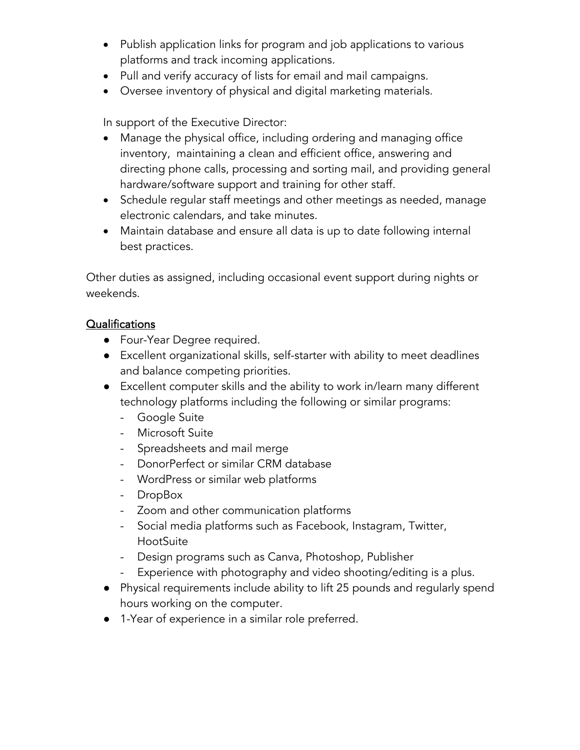- Publish application links for program and job applications to various platforms and track incoming applications.
- Pull and verify accuracy of lists for email and mail campaigns.
- Oversee inventory of physical and digital marketing materials.

In support of the Executive Director:

- Manage the physical office, including ordering and managing office inventory, maintaining a clean and efficient office, answering and directing phone calls, processing and sorting mail, and providing general hardware/software support and training for other staff.
- Schedule regular staff meetings and other meetings as needed, manage electronic calendars, and take minutes.
- Maintain database and ensure all data is up to date following internal best practices.

Other duties as assigned, including occasional event support during nights or weekends.

## Qualifications

- Four-Year Degree required.
- Excellent organizational skills, self-starter with ability to meet deadlines and balance competing priorities.
- Excellent computer skills and the ability to work in/learn many different technology platforms including the following or similar programs:
  - Google Suite
  - Microsoft Suite
  - Spreadsheets and mail merge
  - DonorPerfect or similar CRM database
  - WordPress or similar web platforms
  - DropBox
  - Zoom and other communication platforms
  - Social media platforms such as Facebook, Instagram, Twitter, HootSuite
  - Design programs such as Canva, Photoshop, Publisher
  - Experience with photography and video shooting/editing is a plus.
- Physical requirements include ability to lift 25 pounds and regularly spend hours working on the computer.
- 1-Year of experience in a similar role preferred.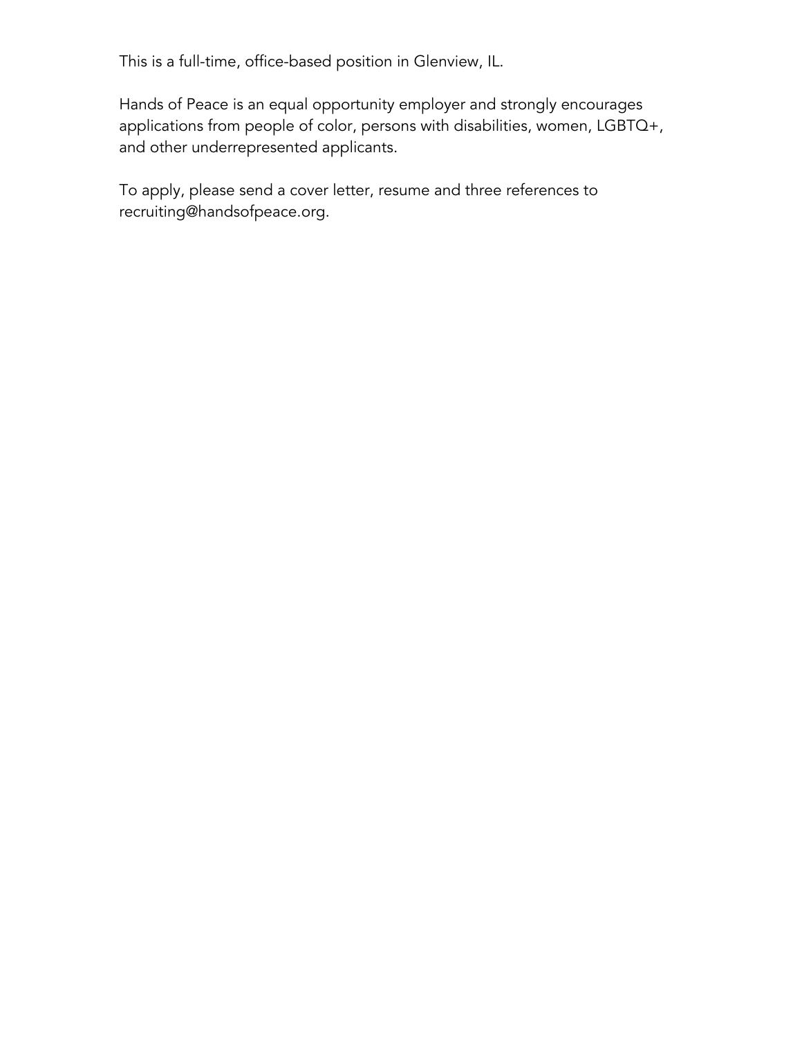This is a full-time, office-based position in Glenview, IL.

Hands of Peace is an equal opportunity employer and strongly encourages applications from people of color, persons with disabilities, women, LGBTQ+, and other underrepresented applicants.

To apply, please send a cover letter, resume and three references to recruiting@handsofpeace.org.